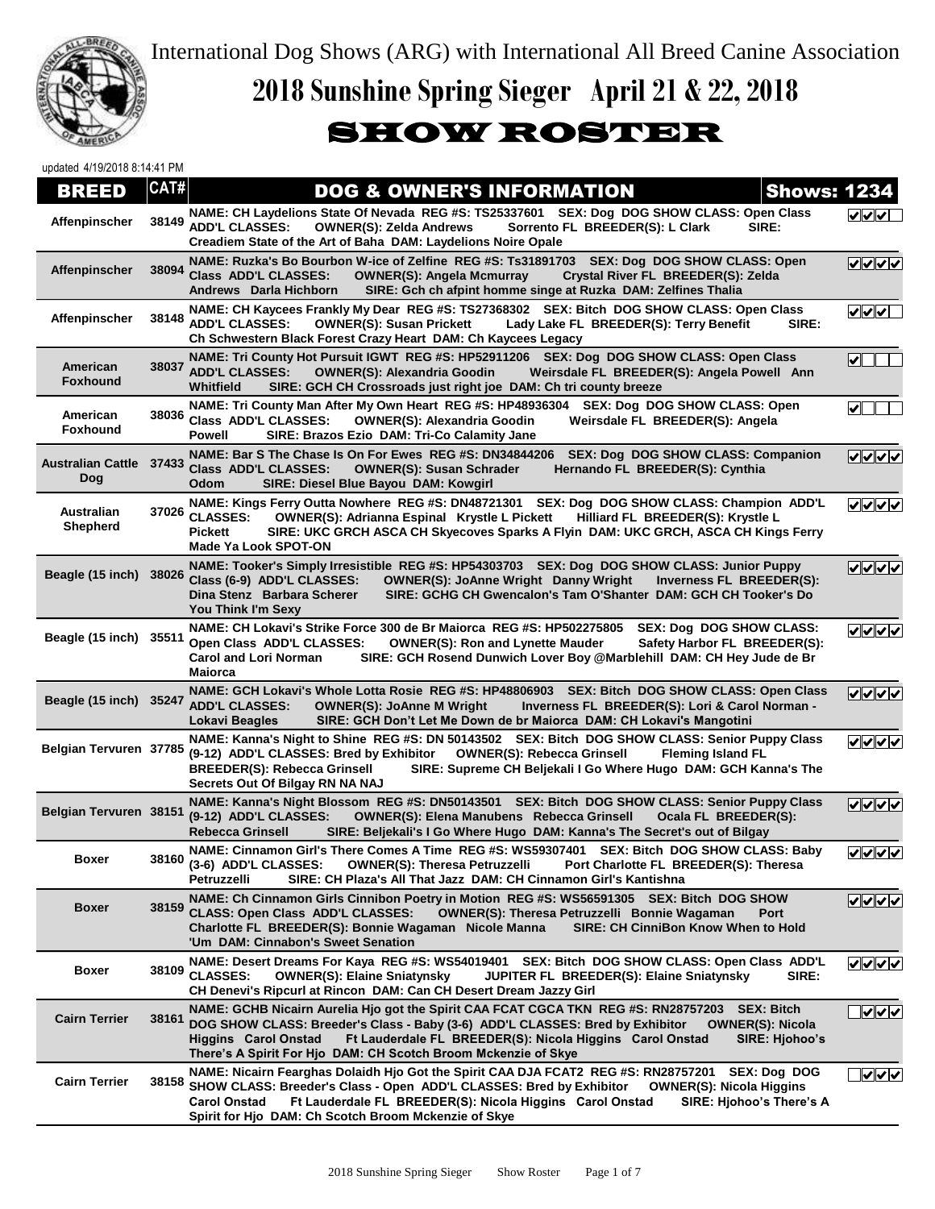International Dog Shows (ARG) with International All Breed Canine Association

# 2018 Sunshine Spring Sieger April 21 & 22, 2018

## SHOW ROSTER

updated 4/19/2018 8:14:41 PM

| BREED | CAT# | DOG & OWNER'S INFORMATION | Shows: 1234 |
|---|---|---|---|
| Affenpinscher | 38149 | NAME: CH Laydelions State Of Nevada REG #S: TS25337601 SEX: Dog DOG SHOW CLASS: Open Class ADD'L CLASSES: OWNER(S): Zelda Andrews Sorrento FL BREEDER(S): L Clark SIRE: Creadiem State of the Art of Baha DAM: Laydelions Noire Opale | ✔✔✔☐ |
| Affenpinscher | 38094 | NAME: Ruzka's Bo Bourbon W-ice of Zelfine REG #S: Ts31891703 SEX: Dog DOG SHOW CLASS: Open Class ADD'L CLASSES: OWNER(S): Angela Mcmurray Crystal River FL BREEDER(S): Zelda Andrews Darla Hichborn SIRE: Gch ch afpint homme singe at Ruzka DAM: Zelfines Thalia | ✔✔✔✔ |
| Affenpinscher | 38148 | NAME: CH Kaycees Frankly My Dear REG #S: TS27368302 SEX: Bitch DOG SHOW CLASS: Open Class ADD'L CLASSES: OWNER(S): Susan Prickett Lady Lake FL BREEDER(S): Terry Benefit SIRE: Ch Schwestern Black Forest Crazy Heart DAM: Ch Kaycees Legacy | ✔✔✔☐ |
| American Foxhound | 38037 | NAME: Tri County Hot Pursuit IGWT REG #S: HP52911206 SEX: Dog DOG SHOW CLASS: Open Class ADD'L CLASSES: OWNER(S): Alexandria Goodin Weirsdale FL BREEDER(S): Angela Powell Ann Whitfield SIRE: GCH CH Crossroads just right joe DAM: Ch tri county breeze | ✔☐☐☐ |
| American Foxhound | 38036 | NAME: Tri County Man After My Own Heart REG #S: HP48936304 SEX: Dog DOG SHOW CLASS: Open Class ADD'L CLASSES: OWNER(S): Alexandria Goodin Weirsdale FL BREEDER(S): Angela Powell SIRE: Brazos Ezio DAM: Tri-Co Calamity Jane | ✔☐☐☐ |
| Australian Cattle Dog | 37433 | NAME: Bar S The Chase Is On For Ewes REG #S: DN34844206 SEX: Dog DOG SHOW CLASS: Companion Class ADD'L CLASSES: OWNER(S): Susan Schrader Hernando FL BREEDER(S): Cynthia Odom SIRE: Diesel Blue Bayou DAM: Kowgirl | ✔✔✔✔ |
| Australian Shepherd | 37026 | NAME: Kings Ferry Outta Nowhere REG #S: DN48721301 SEX: Dog DOG SHOW CLASS: Champion ADD'L CLASSES: OWNER(S): Adrianna Espinal Krystle L Pickett Hilliard FL BREEDER(S): Krystle L Pickett SIRE: UKC GRCH ASCA CH Skyecoves Sparks A Flyin DAM: UKC GRCH, ASCA CH Kings Ferry Made Ya Look SPOT-ON | ✔✔✔✔ |
| Beagle (15 inch) | 38026 | NAME: Tooker's Simply Irresistible REG #S: HP54303703 SEX: Dog DOG SHOW CLASS: Junior Puppy Class (6-9) ADD'L CLASSES: OWNER(S): JoAnne Wright Danny Wright Inverness FL BREEDER(S): Dina Stenz Barbara Scherer SIRE: GCHG CH Gwencalon's Tam O'Shanter DAM: GCH CH Tooker's Do You Think I'm Sexy | ✔✔✔✔ |
| Beagle (15 inch) | 35511 | NAME: CH Lokavi's Strike Force 300 de Br Maiorca REG #S: HP502275805 SEX: Dog DOG SHOW CLASS: Open Class ADD'L CLASSES: OWNER(S): Ron and Lynette Mauder Safety Harbor FL BREEDER(S): Carol and Lori Norman SIRE: GCH Rosend Dunwich Lover Boy @Marblehill DAM: CH Hey Jude de Br Maiorca | ✔✔✔✔ |
| Beagle (15 inch) | 35247 | NAME: GCH Lokavi's Whole Lotta Rosie REG #S: HP48806903 SEX: Bitch DOG SHOW CLASS: Open Class ADD'L CLASSES: OWNER(S): JoAnne M Wright Inverness FL BREEDER(S): Lori & Carol Norman - Lokavi Beagles SIRE: GCH Don't Let Me Down de br Maiorca DAM: CH Lokavi's Mangotini | ✔✔✔✔ |
| Belgian Tervuren | 37785 | NAME: Kanna's Night to Shine REG #S: DN 50143502 SEX: Bitch DOG SHOW CLASS: Senior Puppy Class (9-12) ADD'L CLASSES: Bred by Exhibitor OWNER(S): Rebecca Grinsell Fleming Island FL BREEDER(S): Rebecca Grinsell SIRE: Supreme CH Beljekali I Go Where Hugo DAM: GCH Kanna's The Secrets Out Of Bilgay RN NA NAJ | ✔✔✔✔ |
| Belgian Tervuren | 38151 | NAME: Kanna's Night Blossom REG #S: DN50143501 SEX: Bitch DOG SHOW CLASS: Senior Puppy Class (9-12) ADD'L CLASSES: OWNER(S): Elena Manubens Rebecca Grinsell Ocala FL BREEDER(S): Rebecca Grinsell SIRE: Beljekali's I Go Where Hugo DAM: Kanna's The Secret's out of Bilgay | ✔✔✔✔ |
| Boxer | 38160 | NAME: Cinnamon Girl's There Comes A Time REG #S: WS59307401 SEX: Bitch DOG SHOW CLASS: Baby (3-6) ADD'L CLASSES: OWNER(S): Theresa Petruzzelli Port Charlotte FL BREEDER(S): Theresa Petruzzelli SIRE: CH Plaza's All That Jazz DAM: CH Cinnamon Girl's Kantishna | ✔✔✔✔ |
| Boxer | 38159 | NAME: Ch Cinnamon Girls Cinnibon Poetry in Motion REG #S: WS56591305 SEX: Bitch DOG SHOW CLASS: Open Class ADD'L CLASSES: OWNER(S): Theresa Petruzzelli Bonnie Wagaman Port Charlotte FL BREEDER(S): Bonnie Wagaman Nicole Manna SIRE: CH CinniBon Know When to Hold 'Um DAM: Cinnabon's Sweet Senation | ✔✔✔✔ |
| Boxer | 38109 | NAME: Desert Dreams For Kaya REG #S: WS54019401 SEX: Bitch DOG SHOW CLASS: Open Class ADD'L CLASSES: OWNER(S): Elaine Sniatynsky JUPITER FL BREEDER(S): Elaine Sniatynsky SIRE: CH Denevi's Ripcurl at Rincon DAM: Can CH Desert Dream Jazzy Girl | ✔✔✔✔ |
| Cairn Terrier | 38161 | NAME: GCHB Nicairn Aurelia Hjo got the Spirit CAA FCAT CGCA TKN REG #S: RN28757203 SEX: Bitch DOG SHOW CLASS: Breeder's Class - Baby (3-6) ADD'L CLASSES: Bred by Exhibitor OWNER(S): Nicola Higgins Carol Onstad Ft Lauderdale FL BREEDER(S): Nicola Higgins Carol Onstad SIRE: Hjohoo's There's A Spirit For Hjo DAM: CH Scotch Broom Mckenzie of Skye | ☐✔✔✔ |
| Cairn Terrier | 38158 | NAME: Nicairn Fearghas Dolaidh Hjo Got the Spirit CAA DJA FCAT2 REG #S: RN28757201 SEX: Dog DOG SHOW CLASS: Breeder's Class - Open ADD'L CLASSES: Bred by Exhibitor OWNER(S): Nicola Higgins Carol Onstad Ft Lauderdale FL BREEDER(S): Nicola Higgins Carol Onstad SIRE: Hjohoo's There's A Spirit for Hjo DAM: Ch Scotch Broom Mckenzie of Skye | ☐✔✔✔ |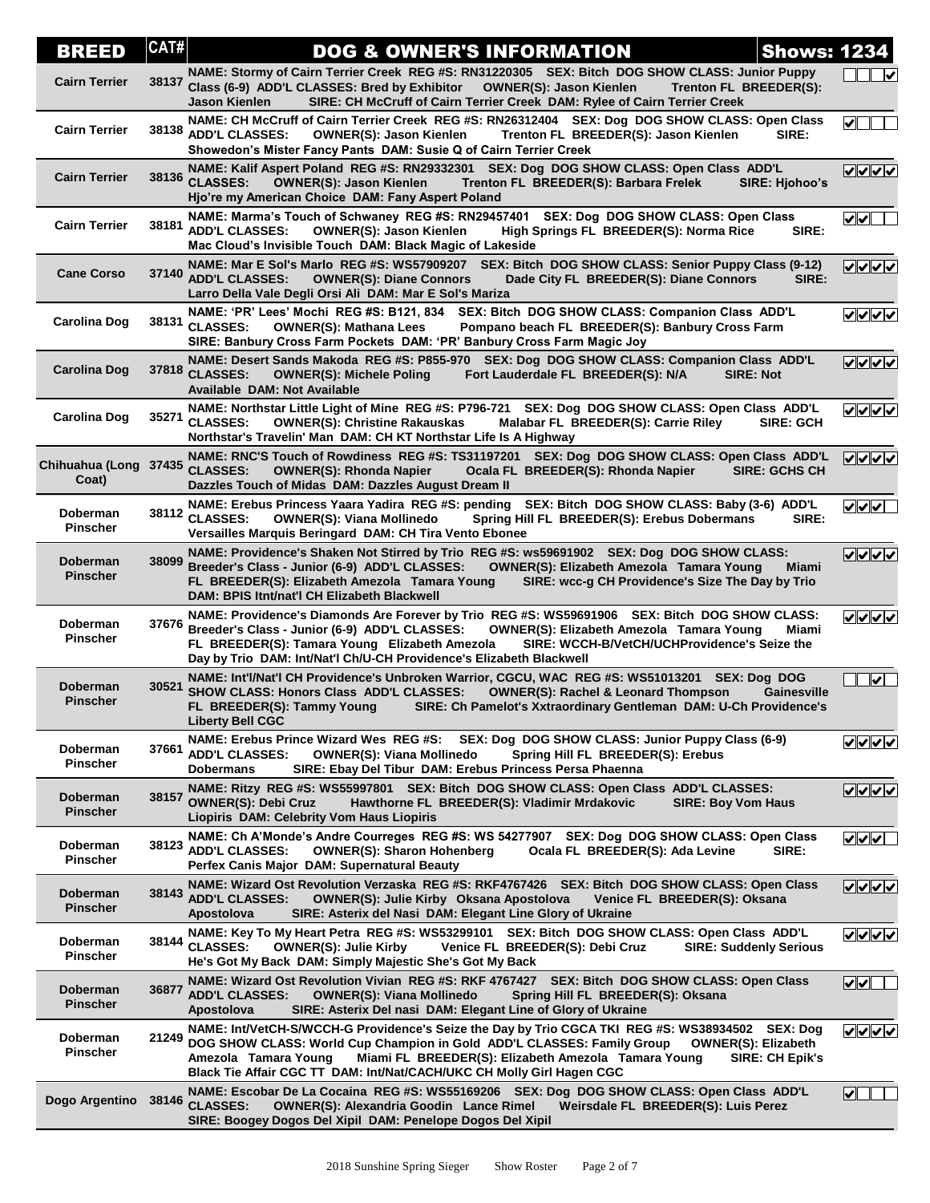| BREED | CAT# | DOG & OWNER'S INFORMATION | Shows: 1234 |
|---|---|---|---|
| Cairn Terrier | 38137 | NAME: Stormy of Cairn Terrier Creek REG #S: RN31220305 SEX: Bitch DOG SHOW CLASS: Junior Puppy Class (6-9) ADD'L CLASSES: Bred by Exhibitor OWNER(S): Jason Kienlen Trenton FL BREEDER(S): Jason Kienlen SIRE: CH McCruff of Cairn Terrier Creek DAM: Rylee of Cairn Terrier Creek | ☐☐☐☑ |
| Cairn Terrier | 38138 | NAME: CH McCruff of Cairn Terrier Creek REG #S: RN26312404 SEX: Dog DOG SHOW CLASS: Open Class ADD'L CLASSES: OWNER(S): Jason Kienlen Trenton FL BREEDER(S): Jason Kienlen SIRE: Showedon's Mister Fancy Pants DAM: Susie Q of Cairn Terrier Creek | ☑☐☐☐ |
| Cairn Terrier | 38136 | NAME: Kalif Aspert Poland REG #S: RN29332301 SEX: Dog DOG SHOW CLASS: Open Class ADD'L CLASSES: OWNER(S): Jason Kienlen Trenton FL BREEDER(S): Barbara Frelek SIRE: Hjohoo's Hjo're my American Choice DAM: Fany Aspert Poland | ☑☑☑☑ |
| Cairn Terrier | 38181 | NAME: Marma's Touch of Schwaney REG #S: RN29457401 SEX: Dog DOG SHOW CLASS: Open Class ADD'L CLASSES: OWNER(S): Jason Kienlen High Springs FL BREEDER(S): Norma Rice SIRE: Mac Cloud's Invisible Touch DAM: Black Magic of Lakeside | ☑☑☐☐ |
| Cane Corso | 37140 | NAME: Mar E Sol's Marlo REG #S: WS57909207 SEX: Bitch DOG SHOW CLASS: Senior Puppy Class (9-12) ADD'L CLASSES: OWNER(S): Diane Connors Dade City FL BREEDER(S): Diane Connors SIRE: Larro Della Vale Degli Orsi Ali DAM: Mar E Sol's Mariza | ☑☑☑☑ |
| Carolina Dog | 38131 | NAME: 'PR' Lees' Mochi REG #S: B121, 834 SEX: Bitch DOG SHOW CLASS: Companion Class ADD'L CLASSES: OWNER(S): Mathana Lees Pompano beach FL BREEDER(S): Banbury Cross Farm SIRE: Banbury Cross Farm Pockets DAM: 'PR' Banbury Cross Farm Magic Joy | ☑☑☑☑ |
| Carolina Dog | 37818 | NAME: Desert Sands Makoda REG #S: P855-970 SEX: Dog DOG SHOW CLASS: Companion Class ADD'L CLASSES: OWNER(S): Michele Poling Fort Lauderdale FL BREEDER(S): N/A SIRE: Not Available DAM: Not Available | ☑☑☑☑ |
| Carolina Dog | 35271 | NAME: Northstar Little Light of Mine REG #S: P796-721 SEX: Dog DOG SHOW CLASS: Open Class ADD'L CLASSES: OWNER(S): Christine Rakauskas Malabar FL BREEDER(S): Carrie Riley SIRE: GCH Northstar's Travelin' Man DAM: CH KT Northstar Life Is A Highway | ☑☑☑☑ |
| Chihuahua (Long Coat) | 37435 | NAME: RNC'S Touch of Rowdiness REG #S: TS31197201 SEX: Dog DOG SHOW CLASS: Open Class ADD'L CLASSES: OWNER(S): Rhonda Napier Ocala FL BREEDER(S): Rhonda Napier SIRE: GCHS CH Dazzles Touch of Midas DAM: Dazzles August Dream II | ☑☑☑☑ |
| Doberman Pinscher | 38112 | NAME: Erebus Princess Yaara Yadira REG #S: pending SEX: Bitch DOG SHOW CLASS: Baby (3-6) ADD'L CLASSES: OWNER(S): Viana Mollinedo Spring Hill FL BREEDER(S): Erebus Dobermans SIRE: Versailles Marquis Beringard DAM: CH Tira Vento Ebonee | ☑☑☑☐ |
| Doberman Pinscher | 38099 | NAME: Providence's Shaken Not Stirred by Trio REG #S: ws59691902 SEX: Dog DOG SHOW CLASS: Breeder's Class - Junior (6-9) ADD'L CLASSES: OWNER(S): Elizabeth Amezola Tamara Young Miami FL BREEDER(S): Elizabeth Amezola Tamara Young SIRE: wcc-g CH Providence's Size The Day by Trio DAM: BPIS Itnt/nat'l CH Elizabeth Blackwell | ☑☑☑☑ |
| Doberman Pinscher | 37676 | NAME: Providence's Diamonds Are Forever by Trio REG #S: WS59691906 SEX: Bitch DOG SHOW CLASS: Breeder's Class - Junior (6-9) ADD'L CLASSES: OWNER(S): Elizabeth Amezola Tamara Young Miami FL BREEDER(S): Tamara Young Elizabeth Amezola SIRE: WCCH-B/VetCH/UCHProvidence's Seize the Day by Trio DAM: Int/Nat'l Ch/U-CH Providence's Elizabeth Blackwell | ☑☑☑☑ |
| Doberman Pinscher | 30521 | NAME: Int'l/Nat'l CH Providence's Unbroken Warrior, CGCU, WAC REG #S: WS51013201 SEX: Dog DOG SHOW CLASS: Honors Class ADD'L CLASSES: OWNER(S): Rachel & Leonard Thompson Gainesville FL BREEDER(S): Tammy Young SIRE: Ch Pamelot's Xxtraordinary Gentleman DAM: U-Ch Providence's Liberty Bell CGC | ☐☐☑☐ |
| Doberman Pinscher | 37661 | NAME: Erebus Prince Wizard Wes REG #S: SEX: Dog DOG SHOW CLASS: Junior Puppy Class (6-9) ADD'L CLASSES: OWNER(S): Viana Mollinedo Spring Hill FL BREEDER(S): Erebus Dobermans SIRE: Ebay Del Tibur DAM: Erebus Princess Persa Phaenna | ☑☑☑☑ |
| Doberman Pinscher | 38157 | NAME: Ritzy REG #S: WS55997801 SEX: Bitch DOG SHOW CLASS: Open Class ADD'L CLASSES: OWNER(S): Debi Cruz Hawthorne FL BREEDER(S): Vladimir Mrdakovic SIRE: Boy Vom Haus Liopiris DAM: Celebrity Vom Haus Liopiris | ☑☑☑☑ |
| Doberman Pinscher | 38123 | NAME: Ch A'Monde's Andre Courreges REG #S: WS 54277907 SEX: Dog DOG SHOW CLASS: Open Class ADD'L CLASSES: OWNER(S): Sharon Hohenberg Ocala FL BREEDER(S): Ada Levine SIRE: Perfex Canis Major DAM: Supernatural Beauty | ☑☑☑☐ |
| Doberman Pinscher | 38143 | NAME: Wizard Ost Revolution Verzaska REG #S: RKF4767426 SEX: Bitch DOG SHOW CLASS: Open Class ADD'L CLASSES: OWNER(S): Julie Kirby Oksana Apostolova Venice FL BREEDER(S): Oksana Apostolova SIRE: Asterix del Nasi DAM: Elegant Line Glory of Ukraine | ☑☑☑☑ |
| Doberman Pinscher | 38144 | NAME: Key To My Heart Petra REG #S: WS53299101 SEX: Bitch DOG SHOW CLASS: Open Class ADD'L CLASSES: OWNER(S): Julie Kirby Venice FL BREEDER(S): Debi Cruz SIRE: Suddenly Serious He's Got My Back DAM: Simply Majestic She's Got My Back | ☑☑☑☑ |
| Doberman Pinscher | 36877 | NAME: Wizard Ost Revolution Vivian REG #S: RKF 4767427 SEX: Bitch DOG SHOW CLASS: Open Class ADD'L CLASSES: OWNER(S): Viana Mollinedo Spring Hill FL BREEDER(S): Oksana Apostolova SIRE: Asterix Del nasi DAM: Elegant Line of Glory of Ukraine | ☑☑☐☐ |
| Doberman Pinscher | 21249 | NAME: Int/VetCH-S/WCCH-G Providence's Seize the Day by Trio CGCA TKI REG #S: WS38934502 SEX: Dog DOG SHOW CLASS: World Cup Champion in Gold ADD'L CLASSES: Family Group OWNER(S): Elizabeth Amezola Tamara Young Miami FL BREEDER(S): Elizabeth Amezola Tamara Young SIRE: CH Epik's Black Tie Affair CGC TT DAM: Int/Nat'l/CACH/UKC CH Molly Girl Hagen CGC | ☑☑☑☑ |
| Dogo Argentino | 38146 | NAME: Escobar De La Cocaina REG #S: WS55169206 SEX: Dog DOG SHOW CLASS: Open Class ADD'L CLASSES: OWNER(S): Alexandria Goodin Lance Rimel Weirsdale FL BREEDER(S): Luis Perez SIRE: Boogey Dogos Del Xipil DAM: Penelope Dogos Del Xipil | ☑☐☐☐ |

2018 Sunshine Spring Sieger Show Roster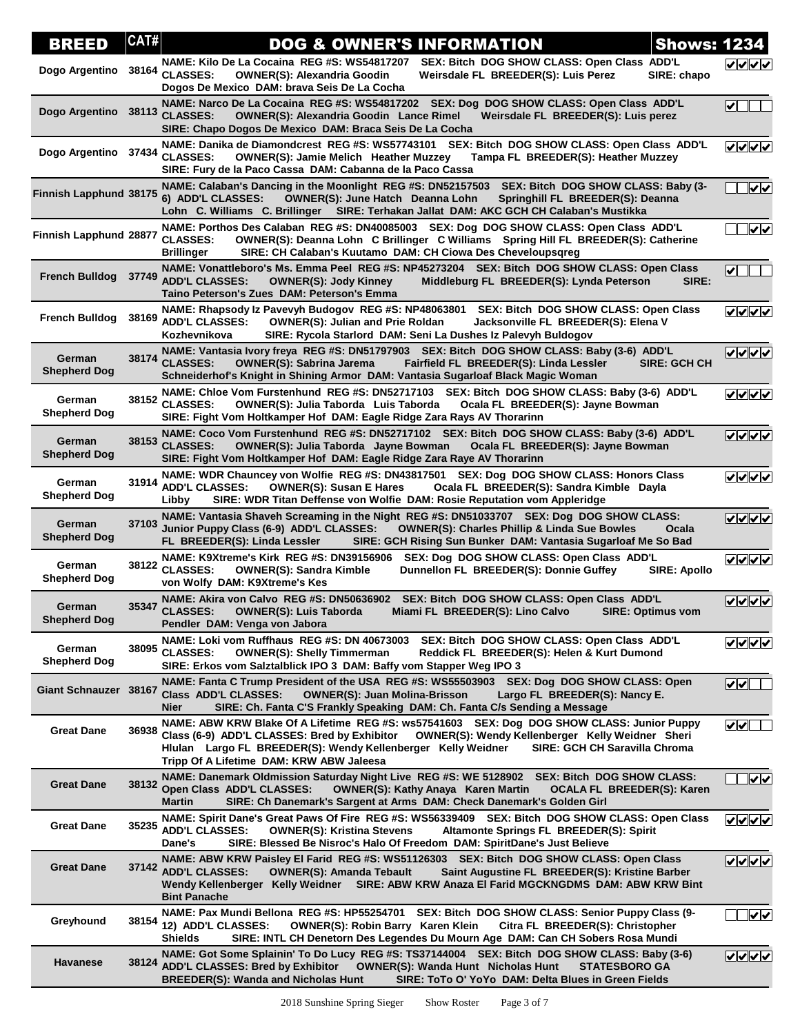| BREED | CAT# | DOG & OWNER'S INFORMATION | Shows: 1234 |
|---|---|---|---|
| Dogo Argentino | 38164 | NAME: Kilo De La Cocaina REG #S: WS54817207 SEX: Bitch DOG SHOW CLASS: Open Class ADD'L CLASSES: OWNER(S): Alexandria Goodin Weirsdale FL BREEDER(S): Luis Perez SIRE: chapo Dogos De Mexico DAM: brava Seis De La Cocha | ☑☑☑☑ |
| Dogo Argentino | 38113 | NAME: Narco De La Cocaina REG #S: WS54817202 SEX: Dog DOG SHOW CLASS: Open Class ADD'L CLASSES: OWNER(S): Alexandria Goodin Lance Rimel Weirsdale FL BREEDER(S): Luis perez SIRE: Chapo Dogos De Mexico DAM: Braca Seis De La Cocha | ☑☐☐☐ |
| Dogo Argentino | 37434 | NAME: Danika de Diamondcrest REG #S: WS57743101 SEX: Bitch DOG SHOW CLASS: Open Class ADD'L CLASSES: OWNER(S): Jamie Melich Heather Muzzey Tampa FL BREEDER(S): Heather Muzzey SIRE: Fury de la Paco Cassa DAM: Cabanna de la Paco Cassa | ☑☑☑☑ |
| Finnish Lapphund | 38175 | NAME: Calaban's Dancing in the Moonlight REG #S: DN52157503 SEX: Bitch DOG SHOW CLASS: Baby (3-6) ADD'L CLASSES: OWNER(S): June Hatch Deanna Lohn Springhill FL BREEDER(S): Deanna Lohn C. Williams C. Brillinger SIRE: Terhakan Jallat DAM: AKC GCH CH Calaban's Mustikka | ☐☐☑☑ |
| Finnish Lapphund | 28877 | NAME: Porthos Des Calaban REG #S: DN40085003 SEX: Dog DOG SHOW CLASS: Open Class ADD'L CLASSES: OWNER(S): Deanna Lohn C Brillinger C Williams Spring Hill FL BREEDER(S): Catherine Brillinger SIRE: CH Calaban's Kuutamo DAM: CH Ciowa Des Cheveloupsqreg | ☐☐☑☑ |
| French Bulldog | 37749 | NAME: Vonattleboro's Ms. Emma Peel REG #S: NP45273204 SEX: Bitch DOG SHOW CLASS: Open Class ADD'L CLASSES: OWNER(S): Jody Kinney Middleburg FL BREEDER(S): Lynda Peterson SIRE: Taino Peterson's Zues DAM: Peterson's Emma | ☑☐☐☐ |
| French Bulldog | 38169 | NAME: Rhapsody Iz Pavevyh Budogov REG #S: NP48063801 SEX: Bitch DOG SHOW CLASS: Open Class ADD'L CLASSES: OWNER(S): Julian and Prie Roldan Jacksonville FL BREEDER(S): Elena V Kozhevnikova SIRE: Rycola Starlord DAM: Seni La Dushes Iz Palevyh Buldogov | ☑☑☑☑ |
| German Shepherd Dog | 38174 | NAME: Vantasia Ivory freya REG #S: DN51797903 SEX: Bitch DOG SHOW CLASS: Baby (3-6) ADD'L CLASSES: OWNER(S): Sabrina Jarema Fairfield FL BREEDER(S): Linda Lessler SIRE: GCH CH Schneiderhof's Knight in Shining Armor DAM: Vantasia Sugarloaf Black Magic Woman | ☑☑☑☑ |
| German Shepherd Dog | 38152 | NAME: Chloe Vom Furstenhund REG #S: DN52717103 SEX: Bitch DOG SHOW CLASS: Baby (3-6) ADD'L CLASSES: OWNER(S): Julia Taborda Luis Taborda Ocala FL BREEDER(S): Jayne Bowman SIRE: Fight Vom Holtkamper Hof DAM: Eagle Ridge Zara Rays AV Thorarinn | ☑☑☑☑ |
| German Shepherd Dog | 38153 | NAME: Coco Vom Furstenhund REG #S: DN52717102 SEX: Bitch DOG SHOW CLASS: Baby (3-6) ADD'L CLASSES: OWNER(S): Julia Taborda Jayne Bowman Ocala FL BREEDER(S): Jayne Bowman SIRE: Fight Vom Holtkamper Hof DAM: Eagle Ridge Zara Raye AV Thorarinn | ☑☑☑☑ |
| German Shepherd Dog | 31914 | NAME: WDR Chauncey von Wolfie REG #S: DN43817501 SEX: Dog DOG SHOW CLASS: Honors Class ADD'L CLASSES: OWNER(S): Susan E Hares Ocala FL BREEDER(S): Sandra Kimble Dayla Libby SIRE: WDR Titan Deffense von Wolfie DAM: Rosie Reputation vom Appleridge | ☑☑☑☑ |
| German Shepherd Dog | 37103 | NAME: Vantasia Shaveh Screaming in the Night REG #S: DN51033707 SEX: Dog DOG SHOW CLASS: Junior Puppy Class (6-9) ADD'L CLASSES: OWNER(S): Charles Phillip & Linda Sue Bowles Ocala FL BREEDER(S): Linda Lessler SIRE: GCH Rising Sun Bunker DAM: Vantasia Sugarloaf Me So Bad | ☑☑☑☑ |
| German Shepherd Dog | 38122 | NAME: K9Xtreme's Kirk REG #S: DN39156906 SEX: Dog DOG SHOW CLASS: Open Class ADD'L CLASSES: OWNER(S): Sandra Kimble Dunnellon FL BREEDER(S): Donnie Guffey SIRE: Apollo von Wolfy DAM: K9Xtreme's Kes | ☑☑☑☑ |
| German Shepherd Dog | 35347 | NAME: Akira von Calvo REG #S: DN50636902 SEX: Bitch DOG SHOW CLASS: Open Class ADD'L CLASSES: OWNER(S): Luis Taborda Miami FL BREEDER(S): Lino Calvo SIRE: Optimus vom Pendler DAM: Venga von Jabora | ☑☑☑☑ |
| German Shepherd Dog | 38095 | NAME: Loki vom Ruffhaus REG #S: DN 40673003 SEX: Bitch DOG SHOW CLASS: Open Class ADD'L CLASSES: OWNER(S): Shelly Timmerman Reddick FL BREEDER(S): Helen & Kurt Dumond SIRE: Erkos vom Salztalblick IPO 3 DAM: Baffy vom Stapper Weg IPO 3 | ☑☑☑☑ |
| Giant Schnauzer | 38167 | NAME: Fanta C Trump President of the USA REG #S: WS55503903 SEX: Dog DOG SHOW CLASS: Open Class ADD'L CLASSES: OWNER(S): Juan Molina-Brisson Largo FL BREEDER(S): Nancy E. Nier SIRE: Ch. Fanta C'S Frankly Speaking DAM: Ch. Fanta C/s Sending a Message | ☑☑☐☐ |
| Great Dane | 36938 | NAME: ABW KRW Blake Of A Lifetime REG #S: ws57541603 SEX: Dog DOG SHOW CLASS: Junior Puppy Class (6-9) ADD'L CLASSES: Bred by Exhibitor OWNER(S): Wendy Kellenberger Kelly Weidner Sheri Hlulan Largo FL BREEDER(S): Wendy Kellenberger Kelly Weidner SIRE: GCH CH Saravilla Chroma Tripp Of A Lifetime DAM: KRW ABW Jaleesa | ☑☑☐☐ |
| Great Dane | 38132 | NAME: Danemark Oldmission Saturday Night Live REG #S: WE 5128902 SEX: Bitch DOG SHOW CLASS: Open Class ADD'L CLASSES: OWNER(S): Kathy Anaya Karen Martin OCALA FL BREEDER(S): Karen Martin SIRE: Ch Danemark's Sargent at Arms DAM: Check Danemark's Golden Girl | ☐☐☑☑ |
| Great Dane | 35235 | NAME: Spirit Dane's Great Paws Of Fire REG #S: WS56339409 SEX: Bitch DOG SHOW CLASS: Open Class ADD'L CLASSES: OWNER(S): Kristina Stevens Altamonte Springs FL BREEDER(S): Spirit Dane's SIRE: Blessed Be Nisroc's Halo Of Freedom DAM: SpiritDane's Just Believe | ☑☑☑☑ |
| Great Dane | 37142 | NAME: ABW KRW Paisley El Farid REG #S: WS51126303 SEX: Bitch DOG SHOW CLASS: Open Class ADD'L CLASSES: OWNER(S): Amanda Tebault Saint Augustine FL BREEDER(S): Kristine Barber Wendy Kellenberger Kelly Weidner SIRE: ABW KRW Anaza El Farid MGCKNGDMS DAM: ABW KRW Bint Bint Panache | ☑☑☑☑ |
| Greyhound | 38154 | NAME: Pax Mundi Bellona REG #S: HP55254701 SEX: Bitch DOG SHOW CLASS: Senior Puppy Class (9-12) ADD'L CLASSES: OWNER(S): Robin Barry Karen Klein Citra FL BREEDER(S): Christopher Shields SIRE: INTL CH Denetorn Des Legendes Du Mourn Age DAM: Can CH Sobers Rosa Mundi | ☐☐☑☑ |
| Havanese | 38124 | NAME: Got Some Splainin' To Do Lucy REG #S: TS37144004 SEX: Bitch DOG SHOW CLASS: Baby (3-6) ADD'L CLASSES: Bred by Exhibitor OWNER(S): Wanda Hunt Nicholas Hunt STATESBORO GA BREEDER(S): Wanda and Nicholas Hunt SIRE: ToTo O' YoYo DAM: Delta Blues in Green Fields | ☑☑☑☑ |

2018 Sunshine Spring Sieger Show Roster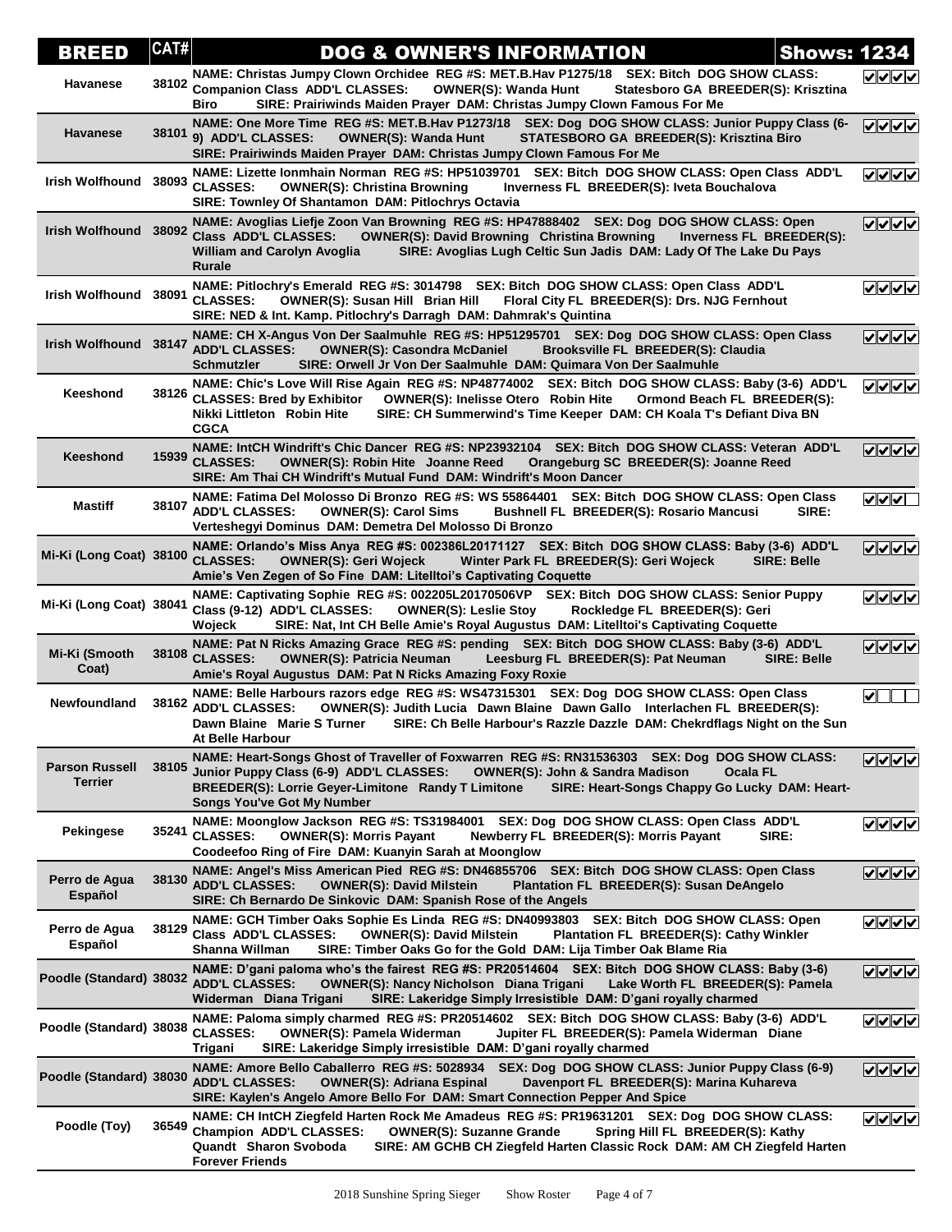| BREED | CAT# | DOG & OWNER'S INFORMATION | Shows: 1234 |
|---|---|---|---|
| Havanese | 38102 | NAME: Christas Jumpy Clown Orchidee REG #S: MET.B.Hav P1275/18 SEX: Bitch DOG SHOW CLASS: Companion Class ADD'L CLASSES: OWNER(S): Wanda Hunt Statesboro GA BREEDER(S): Krisztina Biro SIRE: Prairiwinds Maiden Prayer DAM: Christas Jumpy Clown Famous For Me | ✔✔✔✔ |
| Havanese | 38101 | NAME: One More Time REG #S: MET.B.Hav P1273/18 SEX: Dog DOG SHOW CLASS: Junior Puppy Class (6-9) ADD'L CLASSES: OWNER(S): Wanda Hunt STATESBORO GA BREEDER(S): Krisztina Biro SIRE: Prairiwinds Maiden Prayer DAM: Christas Jumpy Clown Famous For Me | ✔✔✔✔ |
| Irish Wolfhound | 38093 | NAME: Lizette Ionmhain Norman REG #S: HP51039701 SEX: Bitch DOG SHOW CLASS: Open Class ADD'L CLASSES: OWNER(S): Christina Browning Inverness FL BREEDER(S): Iveta Bouchalova SIRE: Townley Of Shantamon DAM: Pitlochrys Octavia | ✔✔✔✔ |
| Irish Wolfhound | 38092 | NAME: Avoglias Liefje Zoon Van Browning REG #S: HP47888402 SEX: Dog DOG SHOW CLASS: Open Class ADD'L CLASSES: OWNER(S): David Browning Christina Browning Inverness FL BREEDER(S): William and Carolyn Avoglia SIRE: Avoglias Lugh Celtic Sun Jadis DAM: Lady Of The Lake Du Pays Rurale | ✔✔✔✔ |
| Irish Wolfhound | 38091 | NAME: Pitlochry's Emerald REG #S: 3014798 SEX: Bitch DOG SHOW CLASS: Open Class ADD'L CLASSES: OWNER(S): Susan Hill Brian Hill Floral City FL BREEDER(S): Drs. NJG Fernhout SIRE: NED & Int. Kamp. Pitlochry's Darragh DAM: Dahmrak's Quintina | ✔✔✔✔ |
| Irish Wolfhound | 38147 | NAME: CH X-Angus Von Der Saalmuhle REG #S: HP51295701 SEX: Dog DOG SHOW CLASS: Open Class ADD'L CLASSES: OWNER(S): Casondra McDaniel Brooksville FL BREEDER(S): Claudia Schmutzler SIRE: Orwell Jr Von Der Saalmuhle DAM: Quimara Von Der Saalmuhle | ✔✔✔✔ |
| Keeshond | 38126 | NAME: Chic's Love Will Rise Again REG #S: NP48774002 SEX: Bitch DOG SHOW CLASS: Baby (3-6) ADD'L CLASSES: Bred by Exhibitor OWNER(S): Inelisse Otero Robin Hite Ormond Beach FL BREEDER(S): Nikki Littleton Robin Hite SIRE: CH Summerwind's Time Keeper DAM: CH Koala T's Defiant Diva BN CGCA | ✔✔✔✔ |
| Keeshond | 15939 | NAME: IntCH Windrift's Chic Dancer REG #S: NP23932104 SEX: Bitch DOG SHOW CLASS: Veteran ADD'L CLASSES: OWNER(S): Robin Hite Joanne Reed Orangeburg SC BREEDER(S): Joanne Reed SIRE: Am Thai CH Windrift's Mutual Fund DAM: Windrift's Moon Dancer | ✔✔✔✔ |
| Mastiff | 38107 | NAME: Fatima Del Molosso Di Bronzo REG #S: WS 55864401 SEX: Bitch DOG SHOW CLASS: Open Class ADD'L CLASSES: OWNER(S): Carol Sims Bushnell FL BREEDER(S): Rosario Mancusi SIRE: Verteshegyi Dominus DAM: Demetra Del Molosso Di Bronzo | ✔✔✔☐ |
| Mi-Ki (Long Coat) | 38100 | NAME: Orlando's Miss Anya REG #S: 002386L20171127 SEX: Bitch DOG SHOW CLASS: Baby (3-6) ADD'L CLASSES: OWNER(S): Geri Wojeck Winter Park FL BREEDER(S): Geri Wojeck SIRE: Belle Amie's Ven Zegen of So Fine DAM: Litelltoi's Captivating Coquette | ✔✔✔✔ |
| Mi-Ki (Long Coat) | 38041 | NAME: Captivating Sophie REG #S: 002205L20170506VP SEX: Bitch DOG SHOW CLASS: Senior Puppy Class (9-12) ADD'L CLASSES: OWNER(S): Leslie Stoy Rockledge FL BREEDER(S): Geri Wojeck SIRE: Nat, Int CH Belle Amie's Royal Augustus DAM: Litelltoi's Captivating Coquette | ✔✔✔✔ |
| Mi-Ki (Smooth Coat) | 38108 | NAME: Pat N Ricks Amazing Grace REG #S: pending SEX: Bitch DOG SHOW CLASS: Baby (3-6) ADD'L CLASSES: OWNER(S): Patricia Neuman Leesburg FL BREEDER(S): Pat Neuman SIRE: Belle Amie's Royal Augustus DAM: Pat N Ricks Amazing Foxy Roxie | ✔✔✔✔ |
| Newfoundland | 38162 | NAME: Belle Harbours razors edge REG #S: WS47315301 SEX: Dog DOG SHOW CLASS: Open Class ADD'L CLASSES: OWNER(S): Judith Lucia Dawn Blaine Dawn Gallo Interlachen FL BREEDER(S): Dawn Blaine Marie S Turner SIRE: Ch Belle Harbour's Razzle Dazzle DAM: Chekrdflags Night on the Sun At Belle Harbour | ✔☐☐☐ |
| Parson Russell Terrier | 38105 | NAME: Heart-Songs Ghost of Traveller of Foxwarren REG #S: RN31536303 SEX: Dog DOG SHOW CLASS: Junior Puppy Class (6-9) ADD'L CLASSES: OWNER(S): John & Sandra Madison Ocala FL BREEDER(S): Lorrie Geyer-Limitone Randy T Limitone SIRE: Heart-Songs Chappy Go Lucky DAM: Heart-Songs You've Got My Number | ✔✔✔✔ |
| Pekingese | 35241 | NAME: Moonglow Jackson REG #S: TS31984001 SEX: Dog DOG SHOW CLASS: Open Class ADD'L CLASSES: OWNER(S): Morris Payant Newberry FL BREEDER(S): Morris Payant SIRE: Coodeefoo Ring of Fire DAM: Kuanyin Sarah at Moonglow | ✔✔✔✔ |
| Perro de Agua Español | 38130 | NAME: Angel's Miss American Pied REG #S: DN46855706 SEX: Bitch DOG SHOW CLASS: Open Class ADD'L CLASSES: OWNER(S): David Milstein Plantation FL BREEDER(S): Susan DeAngelo SIRE: Ch Bernardo De Sinkovic DAM: Spanish Rose of the Angels | ✔✔✔✔ |
| Perro de Agua Español | 38129 | NAME: GCH Timber Oaks Sophie Es Linda REG #S: DN40993803 SEX: Bitch DOG SHOW CLASS: Open Class ADD'L CLASSES: OWNER(S): David Milstein Plantation FL BREEDER(S): Cathy Winkler Shanna Willman SIRE: Timber Oaks Go for the Gold DAM: Lija Timber Oak Blame Ria | ✔✔✔✔ |
| Poodle (Standard) | 38032 | NAME: D'gani paloma who's the fairest REG #S: PR20514604 SEX: Bitch DOG SHOW CLASS: Baby (3-6) ADD'L CLASSES: OWNER(S): Nancy Nicholson Diana Trigani Lake Worth FL BREEDER(S): Pamela Widerman Diana Trigani SIRE: Lakeridge Simply Irresistible DAM: D'gani royally charmed | ✔✔✔✔ |
| Poodle (Standard) | 38038 | NAME: Paloma simply charmed REG #S: PR20514602 SEX: Bitch DOG SHOW CLASS: Baby (3-6) ADD'L CLASSES: OWNER(S): Pamela Widerman Jupiter FL BREEDER(S): Pamela Widerman Diane Trigani SIRE: Lakeridge Simply irresistible DAM: D'gani royally charmed | ✔✔✔✔ |
| Poodle (Standard) | 38030 | NAME: Amore Bello Caballerro REG #S: 5028934 SEX: Dog DOG SHOW CLASS: Junior Puppy Class (6-9) ADD'L CLASSES: OWNER(S): Adriana Espinal Davenport FL BREEDER(S): Marina Kuhareva SIRE: Kaylen's Angelo Amore Bello For DAM: Smart Connection Pepper And Spice | ✔✔✔✔ |
| Poodle (Toy) | 36549 | NAME: CH IntCH Ziegfeld Harten Rock Me Amadeus REG #S: PR19631201 SEX: Dog DOG SHOW CLASS: Champion ADD'L CLASSES: OWNER(S): Suzanne Grande Spring Hill FL BREEDER(S): Kathy Quandt Sharon Svoboda SIRE: AM GCHB CH Ziegfeld Harten Classic Rock DAM: AM CH Ziegfeld Harten Forever Friends | ✔✔✔✔ |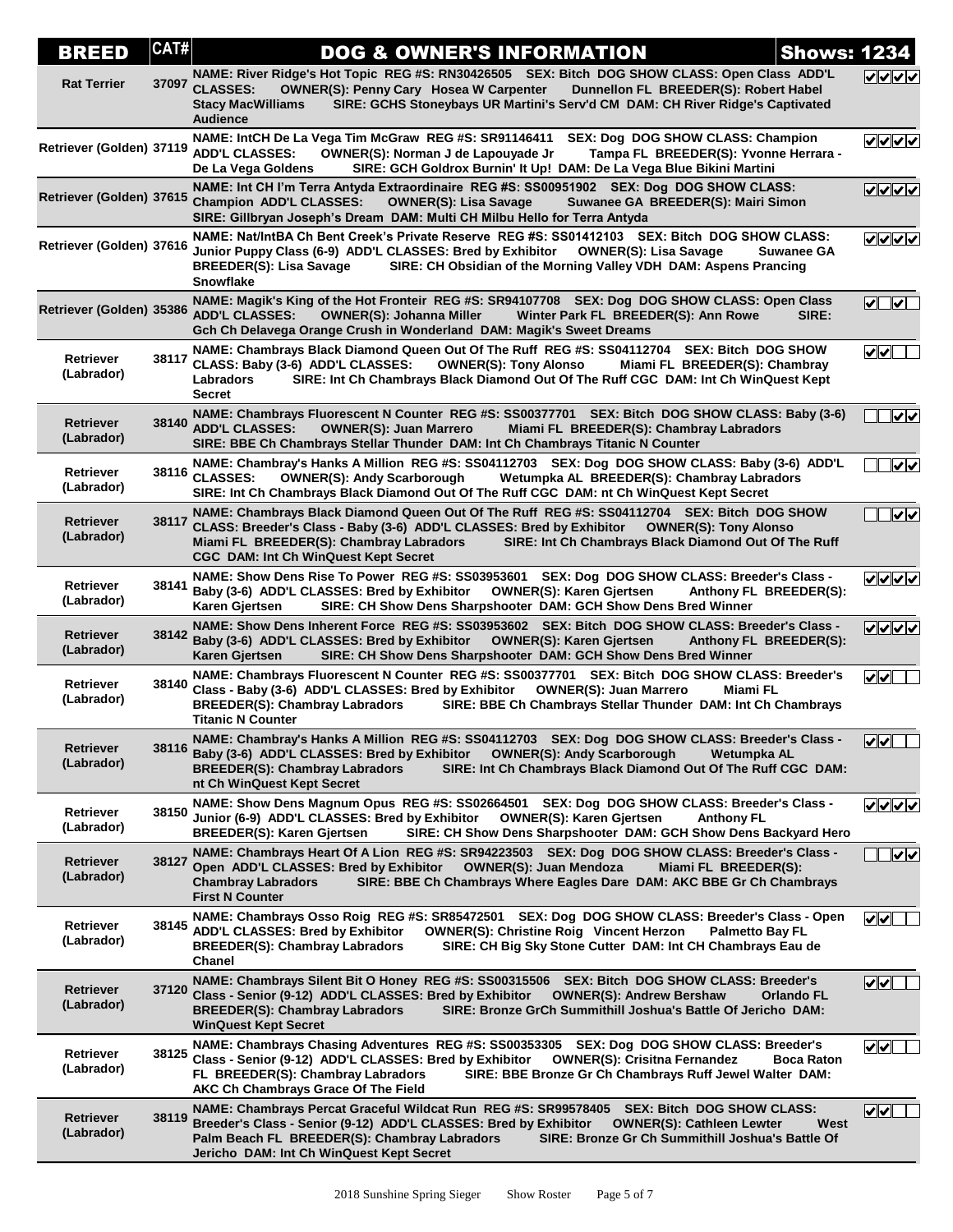| BREED | CAT# | DOG & OWNER'S INFORMATION | Shows: 1234 |
|---|---|---|---|
| Rat Terrier | 37097 | NAME: River Ridge's Hot Topic REG #S: RN30426505 SEX: Bitch DOG SHOW CLASS: Open Class ADD'L CLASSES: OWNER(S): Penny Cary Hosea W Carpenter Dunnellon FL BREEDER(S): Robert Habel Stacy MacWilliams SIRE: GCHS Stoneybays UR Martini's Serv'd CM DAM: CH River Ridge's Captivated Audience | ✔✔✔✔ |
| Retriever (Golden) | 37119 | NAME: IntCH De La Vega Tim McGraw REG #S: SR91146411 SEX: Dog DOG SHOW CLASS: Champion ADD'L CLASSES: OWNER(S): Norman J de Lapouyade Jr Tampa FL BREEDER(S): Yvonne Herrara - De La Vega Goldens SIRE: GCH Goldrox Burnin' It Up! DAM: De La Vega Blue Bikini Martini | ✔✔✔✔ |
| Retriever (Golden) | 37615 | NAME: Int CH I'm Terra Antyda Extraordinaire REG #S: SS00951902 SEX: Dog DOG SHOW CLASS: Champion ADD'L CLASSES: OWNER(S): Lisa Savage Suwanee GA BREEDER(S): Mairi Simon SIRE: Gillbryan Joseph's Dream DAM: Multi CH Milbu Hello for Terra Antyda | ✔✔✔✔ |
| Retriever (Golden) | 37616 | NAME: Nat/IntBA Ch Bent Creek's Private Reserve REG #S: SS01412103 SEX: Bitch DOG SHOW CLASS: Junior Puppy Class (6-9) ADD'L CLASSES: Bred by Exhibitor OWNER(S): Lisa Savage Suwanee GA BREEDER(S): Lisa Savage SIRE: CH Obsidian of the Morning Valley VDH DAM: Aspens Prancing Snowflake | ✔✔✔✔ |
| Retriever (Golden) | 35386 | NAME: Magik's King of the Hot Fronteir REG #S: SR94107708 SEX: Dog DOG SHOW CLASS: Open Class ADD'L CLASSES: OWNER(S): Johanna Miller Winter Park FL BREEDER(S): Ann Rowe SIRE: Gch Ch Delavega Orange Crush in Wonderland DAM: Magik's Sweet Dreams | ✔☐✔☐ |
| Retriever (Labrador) | 38117 | NAME: Chambrays Black Diamond Queen Out Of The Ruff REG #S: SS04112704 SEX: Bitch DOG SHOW CLASS: Baby (3-6) ADD'L CLASSES: OWNER(S): Tony Alonso Miami FL BREEDER(S): Chambray Labradors SIRE: Int Ch Chambrays Black Diamond Out Of The Ruff CGC DAM: Int Ch WinQuest Kept Secret | ✔✔☐☐ |
| Retriever (Labrador) | 38140 | NAME: Chambrays Fluorescent N Counter REG #S: SS00377701 SEX: Bitch DOG SHOW CLASS: Baby (3-6) ADD'L CLASSES: OWNER(S): Juan Marrero Miami FL BREEDER(S): Chambray Labradors SIRE: BBE Ch Chambrays Stellar Thunder DAM: Int Ch Chambrays Titanic N Counter | ☐☐✔✔ |
| Retriever (Labrador) | 38116 | NAME: Chambray's Hanks A Million REG #S: SS04112703 SEX: Dog DOG SHOW CLASS: Baby (3-6) ADD'L CLASSES: OWNER(S): Andy Scarborough Wetumpka AL BREEDER(S): Chambray Labradors SIRE: Int Ch Chambrays Black Diamond Out Of The Ruff CGC DAM: nt Ch WinQuest Kept Secret | ☐☐✔✔ |
| Retriever (Labrador) | 38117 | NAME: Chambrays Black Diamond Queen Out Of The Ruff REG #S: SS04112704 SEX: Bitch DOG SHOW CLASS: Breeder's Class - Baby (3-6) ADD'L CLASSES: Bred by Exhibitor OWNER(S): Tony Alonso Miami FL BREEDER(S): Chambray Labradors SIRE: Int Ch Chambrays Black Diamond Out Of The Ruff CGC DAM: Int Ch WinQuest Kept Secret | ☐☐✔✔ |
| Retriever (Labrador) | 38141 | NAME: Show Dens Rise To Power REG #S: SS03953601 SEX: Dog DOG SHOW CLASS: Breeder's Class - Baby (3-6) ADD'L CLASSES: Bred by Exhibitor OWNER(S): Karen Gjertsen Anthony FL BREEDER(S): Karen Gjertsen SIRE: CH Show Dens Sharpshooter DAM: GCH Show Dens Bred Winner | ✔✔✔✔ |
| Retriever (Labrador) | 38142 | NAME: Show Dens Inherent Force REG #S: SS03953602 SEX: Bitch DOG SHOW CLASS: Breeder's Class - Baby (3-6) ADD'L CLASSES: Bred by Exhibitor OWNER(S): Karen Gjertsen Anthony FL BREEDER(S): Karen Gjertsen SIRE: CH Show Dens Sharpshooter DAM: GCH Show Dens Bred Winner | ✔✔✔✔ |
| Retriever (Labrador) | 38140 | NAME: Chambrays Fluorescent N Counter REG #S: SS00377701 SEX: Bitch DOG SHOW CLASS: Breeder's Class - Baby (3-6) ADD'L CLASSES: Bred by Exhibitor OWNER(S): Juan Marrero Miami FL BREEDER(S): Chambray Labradors SIRE: BBE Ch Chambrays Stellar Thunder DAM: Int Ch Chambrays Titanic N Counter | ✔✔☐☐ |
| Retriever (Labrador) | 38116 | NAME: Chambray's Hanks A Million REG #S: SS04112703 SEX: Dog DOG SHOW CLASS: Breeder's Class - Baby (3-6) ADD'L CLASSES: Bred by Exhibitor OWNER(S): Andy Scarborough Wetumpka AL BREEDER(S): Chambray Labradors SIRE: Int Ch Chambrays Black Diamond Out Of The Ruff CGC DAM: nt Ch WinQuest Kept Secret | ✔✔☐☐ |
| Retriever (Labrador) | 38150 | NAME: Show Dens Magnum Opus REG #S: SS02664501 SEX: Dog DOG SHOW CLASS: Breeder's Class - Junior (6-9) ADD'L CLASSES: Bred by Exhibitor OWNER(S): Karen Gjertsen Anthony FL BREEDER(S): Karen Gjertsen SIRE: CH Show Dens Sharpshooter DAM: GCH Show Dens Backyard Hero | ✔✔✔✔ |
| Retriever (Labrador) | 38127 | NAME: Chambrays Heart Of A Lion REG #S: SR94223503 SEX: Dog DOG SHOW CLASS: Breeder's Class - Open ADD'L CLASSES: Bred by Exhibitor OWNER(S): Juan Mendoza Miami FL BREEDER(S): Chambray Labradors SIRE: BBE Ch Chambrays Where Eagles Dare DAM: AKC BBE Gr Ch Chambrays First N Counter | ☐☐✔✔ |
| Retriever (Labrador) | 38145 | NAME: Chambrays Osso Roig REG #S: SR85472501 SEX: Dog DOG SHOW CLASS: Breeder's Class - Open ADD'L CLASSES: Bred by Exhibitor OWNER(S): Christine Roig Vincent Herzon Palmetto Bay FL BREEDER(S): Chambray Labradors SIRE: CH Big Sky Stone Cutter DAM: Int CH Chambrays Eau de Chanel | ✔✔☐☐ |
| Retriever (Labrador) | 37120 | NAME: Chambrays Silent Bit O Honey REG #S: SS00315506 SEX: Bitch DOG SHOW CLASS: Breeder's Class - Senior (9-12) ADD'L CLASSES: Bred by Exhibitor OWNER(S): Andrew Bershaw Orlando FL BREEDER(S): Chambray Labradors SIRE: Bronze GrCh Summithill Joshua's Battle Of Jericho DAM: WinQuest Kept Secret | ✔✔☐☐ |
| Retriever (Labrador) | 38125 | NAME: Chambrays Chasing Adventures REG #S: SS00353305 SEX: Dog DOG SHOW CLASS: Breeder's Class - Senior (9-12) ADD'L CLASSES: Bred by Exhibitor OWNER(S): Crisitna Fernandez Boca Raton FL BREEDER(S): Chambray Labradors SIRE: BBE Bronze Gr Ch Chambrays Ruff Jewel Walter DAM: AKC Ch Chambrays Grace Of The Field | ✔✔☐☐ |
| Retriever (Labrador) | 38119 | NAME: Chambrays Percat Graceful Wildcat Run REG #S: SR99578405 SEX: Bitch DOG SHOW CLASS: Breeder's Class - Senior (9-12) ADD'L CLASSES: Bred by Exhibitor OWNER(S): Cathleen Lewter West Palm Beach FL BREEDER(S): Chambray Labradors SIRE: Bronze Gr Ch Summithill Joshua's Battle Of Jericho DAM: Int Ch WinQuest Kept Secret | ✔✔☐☐ |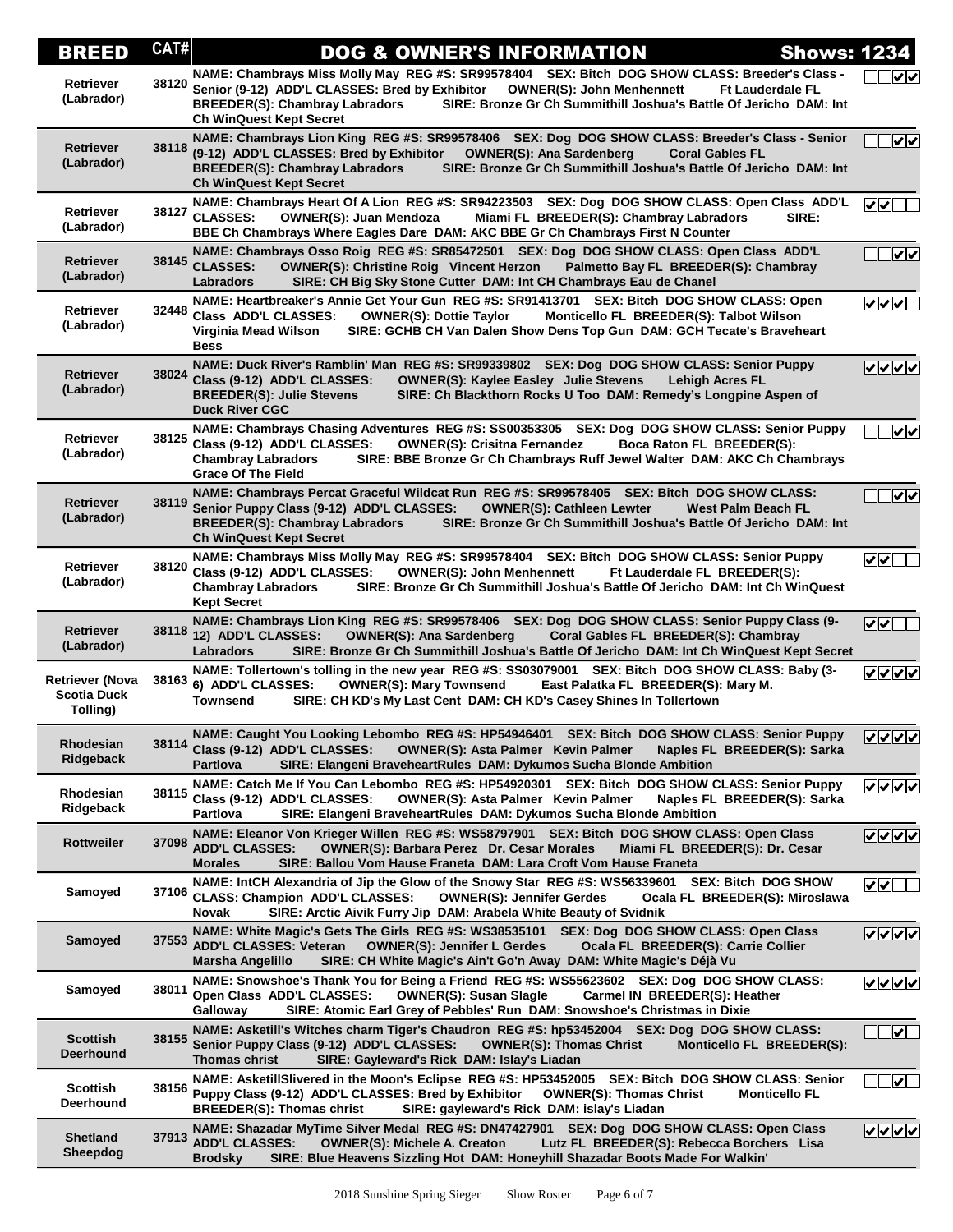| BREED | CAT# | DOG & OWNER'S INFORMATION | Shows: 1234 |
|---|---|---|---|
| Retriever (Labrador) | 38120 | NAME: Chambrays Miss Molly May REG #S: SR99578404 SEX: Bitch DOG SHOW CLASS: Breeder's Class - Senior (9-12) ADD'L CLASSES: Bred by Exhibitor OWNER(S): John Menhennett Ft Lauderdale FL BREEDER(S): Chambray Labradors SIRE: Bronze Gr Ch Summithill Joshua's Battle Of Jericho DAM: Int Ch WinQuest Kept Secret | ☐☐☑☑ |
| Retriever (Labrador) | 38118 | NAME: Chambrays Lion King REG #S: SR99578406 SEX: Dog DOG SHOW CLASS: Breeder's Class - Senior (9-12) ADD'L CLASSES: Bred by Exhibitor OWNER(S): Ana Sardenberg Coral Gables FL BREEDER(S): Chambray Labradors SIRE: Bronze Gr Ch Summithill Joshua's Battle Of Jericho DAM: Int Ch WinQuest Kept Secret | ☐☐☑☑ |
| Retriever (Labrador) | 38127 | NAME: Chambrays Heart Of A Lion REG #S: SR94223503 SEX: Dog DOG SHOW CLASS: Open Class ADD'L CLASSES: OWNER(S): Juan Mendoza Miami FL BREEDER(S): Chambray Labradors SIRE: BBE Ch Chambrays Where Eagles Dare DAM: AKC BBE Gr Ch Chambrays First N Counter | ☑☑☐☐ |
| Retriever (Labrador) | 38145 | NAME: Chambrays Osso Roig REG #S: SR85472501 SEX: Dog DOG SHOW CLASS: Open Class ADD'L CLASSES: OWNER(S): Christine Roig Vincent Herzon Palmetto Bay FL BREEDER(S): Chambray Labradors SIRE: CH Big Sky Stone Cutter DAM: Int CH Chambrays Eau de Chanel | ☐☐☑☑ |
| Retriever (Labrador) | 32448 | NAME: Heartbreaker's Annie Get Your Gun REG #S: SR91413701 SEX: Bitch DOG SHOW CLASS: Open Class ADD'L CLASSES: OWNER(S): Dottie Taylor Monticello FL BREEDER(S): Talbot Wilson Virginia Mead Wilson SIRE: GCHB CH Van Dalen Show Dens Top Gun DAM: GCH Tecate's Braveheart Bess | ☑☑☑☐ |
| Retriever (Labrador) | 38024 | NAME: Duck River's Ramblin' Man REG #S: SR99339802 SEX: Dog DOG SHOW CLASS: Senior Puppy Class (9-12) ADD'L CLASSES: OWNER(S): Kaylee Easley Julie Stevens Lehigh Acres FL BREEDER(S): Julie Stevens SIRE: Ch Blackthorn Rocks U Too DAM: Remedy's Longpine Aspen of Duck River CGC | ☑☑☑☑ |
| Retriever (Labrador) | 38125 | NAME: Chambrays Chasing Adventures REG #S: SS00353305 SEX: Dog DOG SHOW CLASS: Senior Puppy Class (9-12) ADD'L CLASSES: OWNER(S): Crisitna Fernandez Boca Raton FL BREEDER(S): Chambray Labradors SIRE: BBE Bronze Gr Ch Chambrays Ruff Jewel Walter DAM: AKC Ch Chambrays Grace Of The Field | ☐☐☑☑ |
| Retriever (Labrador) | 38119 | NAME: Chambrays Percat Graceful Wildcat Run REG #S: SR99578405 SEX: Bitch DOG SHOW CLASS: Senior Puppy Class (9-12) ADD'L CLASSES: OWNER(S): Cathleen Lewter West Palm Beach FL BREEDER(S): Chambray Labradors SIRE: Bronze Gr Ch Summithill Joshua's Battle Of Jericho DAM: Int Ch WinQuest Kept Secret | ☐☐☑☑ |
| Retriever (Labrador) | 38120 | NAME: Chambrays Miss Molly May REG #S: SR99578404 SEX: Bitch DOG SHOW CLASS: Senior Puppy Class (9-12) ADD'L CLASSES: OWNER(S): John Menhennett Ft Lauderdale FL BREEDER(S): Chambray Labradors SIRE: Bronze Gr Ch Summithill Joshua's Battle Of Jericho DAM: Int Ch WinQuest Kept Secret | ☑☑☐☐ |
| Retriever (Labrador) | 38118 | NAME: Chambrays Lion King REG #S: SR99578406 SEX: Dog DOG SHOW CLASS: Senior Puppy Class (9-12) ADD'L CLASSES: OWNER(S): Ana Sardenberg Coral Gables FL BREEDER(S): Chambray Labradors SIRE: Bronze Gr Ch Summithill Joshua's Battle Of Jericho DAM: Int Ch WinQuest Kept Secret | ☑☑☐☐ |
| Retriever (Nova Scotia Duck Tolling) | 38163 | NAME: Tollertown's tolling in the new year REG #S: SS03079001 SEX: Bitch DOG SHOW CLASS: Baby (3-6) ADD'L CLASSES: OWNER(S): Mary Townsend East Palatka FL BREEDER(S): Mary M. Townsend SIRE: CH KD's My Last Cent DAM: CH KD's Casey Shines In Tollertown | ☑☑☑☑ |
| Rhodesian Ridgeback | 38114 | NAME: Caught You Looking Lebombo REG #S: HP54946401 SEX: Bitch DOG SHOW CLASS: Senior Puppy Class (9-12) ADD'L CLASSES: OWNER(S): Asta Palmer Kevin Palmer Naples FL BREEDER(S): Sarka Partlova SIRE: Elangeni BraveheartRules DAM: Dykumos Sucha Blonde Ambition | ☑☑☑☑ |
| Rhodesian Ridgeback | 38115 | NAME: Catch Me If You Can Lebombo REG #S: HP54920301 SEX: Bitch DOG SHOW CLASS: Senior Puppy Class (9-12) ADD'L CLASSES: OWNER(S): Asta Palmer Kevin Palmer Naples FL BREEDER(S): Sarka Partlova SIRE: Elangeni BraveheartRules DAM: Dykumos Sucha Blonde Ambition | ☑☑☑☑ |
| Rottweiler | 37098 | NAME: Eleanor Von Krieger Willen REG #S: WS58797901 SEX: Bitch DOG SHOW CLASS: Open Class ADD'L CLASSES: OWNER(S): Barbara Perez Dr. Cesar Morales Miami FL BREEDER(S): Dr. Cesar Morales SIRE: Ballou Vom Hause Franeta DAM: Lara Croft Vom Hause Franeta | ☑☑☑☑ |
| Samoyed | 37106 | NAME: IntCH Alexandria of Jip the Glow of the Snowy Star REG #S: WS56339601 SEX: Bitch DOG SHOW CLASS: Champion ADD'L CLASSES: OWNER(S): Jennifer Gerdes Ocala FL BREEDER(S): Miroslawa Novak SIRE: Arctic Aivik Furry Jip DAM: Arabela White Beauty of Svidnik | ☑☑☐☐ |
| Samoyed | 37553 | NAME: White Magic's Gets The Girls REG #S: WS38535101 SEX: Dog DOG SHOW CLASS: Open Class ADD'L CLASSES: Veteran OWNER(S): Jennifer L Gerdes Ocala FL BREEDER(S): Carrie Collier Marsha Angelillo SIRE: CH White Magic's Ain't Go'n Away DAM: White Magic's Déjà Vu | ☑☑☑☑ |
| Samoyed | 38011 | NAME: Snowshoe's Thank You for Being a Friend REG #S: WS55623602 SEX: Dog DOG SHOW CLASS: Open Class ADD'L CLASSES: OWNER(S): Susan Slagle Carmel IN BREEDER(S): Heather Galloway SIRE: Atomic Earl Grey of Pebbles' Run DAM: Snowshoe's Christmas in Dixie | ☑☑☑☑ |
| Scottish Deerhound | 38155 | NAME: Asketill's Witches charm Tiger's Chaudron REG #S: hp53452004 SEX: Dog DOG SHOW CLASS: Senior Puppy Class (9-12) ADD'L CLASSES: OWNER(S): Thomas Christ Monticello FL BREEDER(S): Thomas christ SIRE: Gayleward's Rick DAM: Islay's Liadan | ☐☐☑☐ |
| Scottish Deerhound | 38156 | NAME: AsketillSlivered in the Moon's Eclipse REG #S: HP53452005 SEX: Bitch DOG SHOW CLASS: Senior Puppy Class (9-12) ADD'L CLASSES: Bred by Exhibitor OWNER(S): Thomas Christ Monticello FL BREEDER(S): Thomas christ SIRE: gayleward's Rick DAM: islay's Liadan | ☐☐☑☐ |
| Shetland Sheepdog | 37913 | NAME: Shazadar MyTime Silver Medal REG #S: DN47427901 SEX: Dog DOG SHOW CLASS: Open Class ADD'L CLASSES: OWNER(S): Michele A. Creaton Lutz FL BREEDER(S): Rebecca Borchers Lisa Brodsky SIRE: Blue Heavens Sizzling Hot DAM: Honeyhill Shazadar Boots Made For Walkin' | ☑☑☑☑ |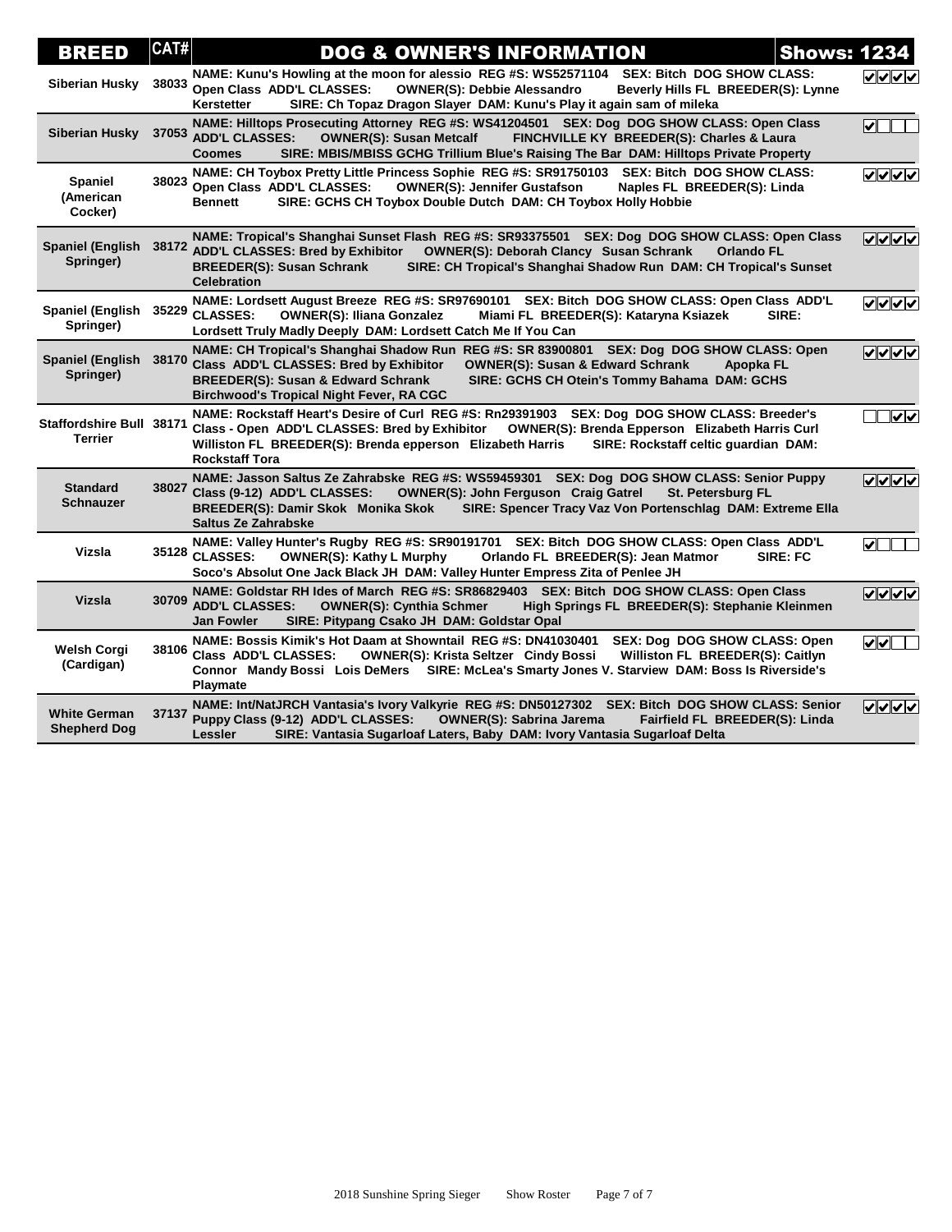| BREED | CAT# | DOG & OWNER'S INFORMATION | Shows: 1234 |
|---|---|---|---|
| Siberian Husky | 38033 | NAME: Kunu's Howling at the moon for alessio REG #S: WS52571104 SEX: Bitch DOG SHOW CLASS: Open Class ADD'L CLASSES: OWNER(S): Debbie Alessandro Beverly Hills FL BREEDER(S): Lynne Kerstetter SIRE: Ch Topaz Dragon Slayer DAM: Kunu's Play it again sam of mileka | ☑☑☑☑ |
| Siberian Husky | 37053 | NAME: Hilltops Prosecuting Attorney REG #S: WS41204501 SEX: Dog DOG SHOW CLASS: Open Class ADD'L CLASSES: OWNER(S): Susan Metcalf FINCHVILLE KY BREEDER(S): Charles & Laura Coomes SIRE: MBIS/MBISS GCHG Trillium Blue's Raising The Bar DAM: Hilltops Private Property | ☑☐☐☐ |
| Spaniel (American Cocker) | 38023 | NAME: CH Toybox Pretty Little Princess Sophie REG #S: SR91750103 SEX: Bitch DOG SHOW CLASS: Open Class ADD'L CLASSES: OWNER(S): Jennifer Gustafson Naples FL BREEDER(S): Linda Bennett SIRE: GCHS CH Toybox Double Dutch DAM: CH Toybox Holly Hobbie | ☑☑☑☑ |
| Spaniel (English Springer) | 38172 | NAME: Tropical's Shanghai Sunset Flash REG #S: SR93375501 SEX: Dog DOG SHOW CLASS: Open Class ADD'L CLASSES: Bred by Exhibitor OWNER(S): Deborah Clancy Susan Schrank Orlando FL BREEDER(S): Susan Schrank SIRE: CH Tropical's Shanghai Shadow Run DAM: CH Tropical's Sunset Celebration | ☑☑☑☑ |
| Spaniel (English Springer) | 35229 | NAME: Lordsett August Breeze REG #S: SR97690101 SEX: Bitch DOG SHOW CLASS: Open Class ADD'L CLASSES: OWNER(S): Iliana Gonzalez Miami FL BREEDER(S): Kataryna Ksiazek SIRE: Lordsett Truly Madly Deeply DAM: Lordsett Catch Me If You Can | ☑☑☑☑ |
| Spaniel (English Springer) | 38170 | NAME: CH Tropical's Shanghai Shadow Run REG #S: SR 83900801 SEX: Dog DOG SHOW CLASS: Open Class ADD'L CLASSES: Bred by Exhibitor OWNER(S): Susan & Edward Schrank Apopka FL BREEDER(S): Susan & Edward Schrank SIRE: GCHS CH Otein's Tommy Bahama DAM: GCHS Birchwood's Tropical Night Fever, RA CGC | ☑☑☑☑ |
| Staffordshire Bull Terrier | 38171 | NAME: Rockstaff Heart's Desire of Curl REG #S: Rn29391903 SEX: Dog DOG SHOW CLASS: Breeder's Class - Open ADD'L CLASSES: Bred by Exhibitor OWNER(S): Brenda Epperson Elizabeth Harris Curl Williston FL BREEDER(S): Brenda epperson Elizabeth Harris SIRE: Rockstaff celtic guardian DAM: Rockstaff Tora | ☐☐☑☑ |
| Standard Schnauzer | 38027 | NAME: Jasson Saltus Ze Zahrabske REG #S: WS59459301 SEX: Dog DOG SHOW CLASS: Senior Puppy Class (9-12) ADD'L CLASSES: OWNER(S): John Ferguson Craig Gatrel St. Petersburg FL BREEDER(S): Damir Skok Monika Skok SIRE: Spencer Tracy Vaz Von Portenschlag DAM: Extreme Ella Saltus Ze Zahrabske | ☑☑☑☑ |
| Vizsla | 35128 | NAME: Valley Hunter's Rugby REG #S: SR90191701 SEX: Bitch DOG SHOW CLASS: Open Class ADD'L CLASSES: OWNER(S): Kathy L Murphy Orlando FL BREEDER(S): Jean Matmor SIRE: FC Soco's Absolut One Jack Black JH DAM: Valley Hunter Empress Zita of Penlee JH | ☑☐☐☐ |
| Vizsla | 30709 | NAME: Goldstar RH Ides of March REG #S: SR86829403 SEX: Bitch DOG SHOW CLASS: Open Class ADD'L CLASSES: OWNER(S): Cynthia Schmer High Springs FL BREEDER(S): Stephanie Kleinmen Jan Fowler SIRE: Pitypang Csako JH DAM: Goldstar Opal | ☑☑☑☑ |
| Welsh Corgi (Cardigan) | 38106 | NAME: Bossis Kimik's Hot Daam at Showntail REG #S: DN41030401 SEX: Dog DOG SHOW CLASS: Open Class ADD'L CLASSES: OWNER(S): Krista Seltzer Cindy Bossi Williston FL BREEDER(S): Caitlyn Connor Mandy Bossi Lois DeMers SIRE: McLea's Smarty Jones V. Starview DAM: Boss Is Riverside's Playmate | ☑☑☐☐ |
| White German Shepherd Dog | 37137 | NAME: Int/NatJRCH Vantasia's Ivory Valkyrie REG #S: DN50127302 SEX: Bitch DOG SHOW CLASS: Senior Puppy Class (9-12) ADD'L CLASSES: OWNER(S): Sabrina Jarema Fairfield FL BREEDER(S): Linda Lessler SIRE: Vantasia Sugarloaf Laters, Baby DAM: Ivory Vantasia Sugarloaf Delta | ☑☑☑☑ |